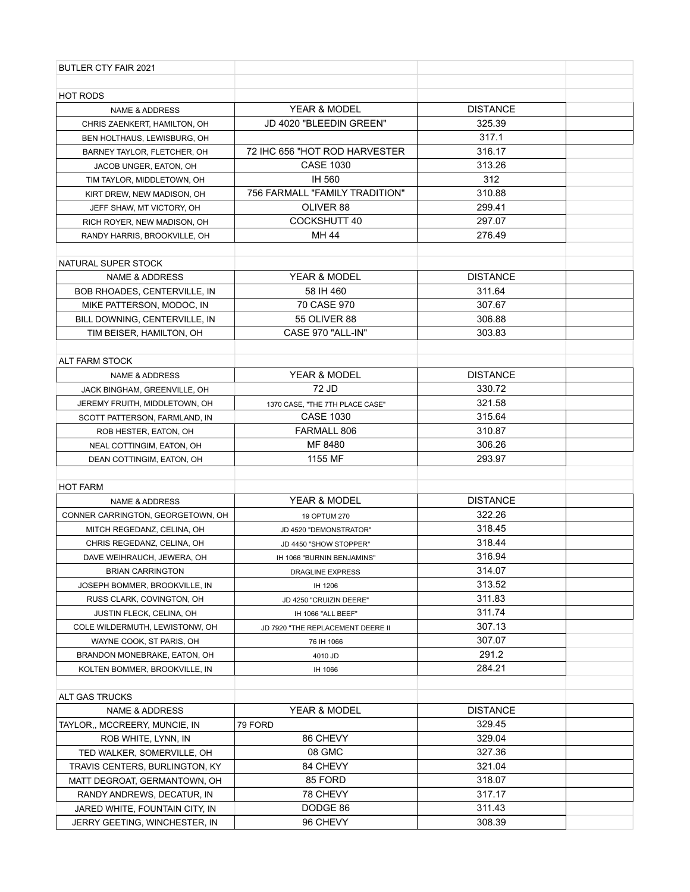BUTLER CTY FAIR 2021

HOT RODS

| NAME & ADDRESS | YEAR & MODEL | DISTANCE | |
|---|---|---|---|
| CHRIS ZAENKERT, HAMILTON, OH | JD 4020 "BLEEDIN GREEN" | 325.39 | |
| BEN HOLTHAUS, LEWISBURG, OH | | 317.1 | |
| BARNEY TAYLOR, FLETCHER, OH | 72 IHC 656 "HOT ROD HARVESTER | 316.17 | |
| JACOB UNGER, EATON, OH | CASE 1030 | 313.26 | |
| TIM TAYLOR, MIDDLETOWN, OH | IH 560 | 312 | |
| KIRT DREW, NEW MADISON, OH | 756 FARMALL "FAMILY TRADITION" | 310.88 | |
| JEFF SHAW, MT VICTORY, OH | OLIVER 88 | 299.41 | |
| RICH ROYER, NEW MADISON, OH | COCKSHUTT 40 | 297.07 | |
| RANDY HARRIS, BROOKVILLE, OH | MH 44 | 276.49 | |

NATURAL SUPER STOCK

| NAME & ADDRESS | YEAR & MODEL | DISTANCE | |
|---|---|---|---|
| BOB RHOADES, CENTERVILLE, IN | 58 IH 460 | 311.64 | |
| MIKE PATTERSON, MODOC, IN | 70 CASE 970 | 307.67 | |
| BILL DOWNING, CENTERVILLE, IN | 55 OLIVER 88 | 306.88 | |
| TIM BEISER, HAMILTON, OH | CASE 970 "ALL-IN" | 303.83 | |

ALT FARM STOCK

| NAME & ADDRESS | YEAR & MODEL | DISTANCE | |
|---|---|---|---|
| JACK BINGHAM, GREENVILLE, OH | 72 JD | 330.72 | |
| JEREMY FRUITH, MIDDLETOWN, OH | 1370 CASE, "THE 7TH PLACE CASE" | 321.58 | |
| SCOTT PATTERSON, FARMLAND, IN | CASE 1030 | 315.64 | |
| ROB HESTER, EATON, OH | FARMALL 806 | 310.87 | |
| NEAL COTTINGIM, EATON, OH | MF 8480 | 306.26 | |
| DEAN COTTINGIM, EATON, OH | 1155 MF | 293.97 | |

HOT FARM

| NAME & ADDRESS | YEAR & MODEL | DISTANCE | |
|---|---|---|---|
| CONNER CARRINGTON, GEORGETOWN, OH | 19 OPTUM 270 | 322.26 | |
| MITCH REGEDANZ, CELINA, OH | JD 4520 "DEMONSTRATOR" | 318.45 | |
| CHRIS REGEDANZ, CELINA, OH | JD 4450 "SHOW STOPPER" | 318.44 | |
| DAVE WEIHRAUCH, JEWERA, OH | IH 1066 "BURNIN BENJAMINS" | 316.94 | |
| BRIAN CARRINGTON | DRAGLINE EXPRESS | 314.07 | |
| JOSEPH BOMMER, BROOKVILLE, IN | IH 1206 | 313.52 | |
| RUSS CLARK, COVINGTON, OH | JD 4250 "CRUIZIN DEERE" | 311.83 | |
| JUSTIN FLECK, CELINA, OH | IH 1066 "ALL BEEF" | 311.74 | |
| COLE WILDERMUTH, LEWISTONW, OH | JD 7920 "THE REPLACEMENT DEERE II | 307.13 | |
| WAYNE COOK, ST PARIS, OH | 76 IH 1066 | 307.07 | |
| BRANDON MONEBRAKE, EATON, OH | 4010 JD | 291.2 | |
| KOLTEN BOMMER, BROOKVILLE, IN | IH 1066 | 284.21 | |

ALT GAS TRUCKS

| NAME & ADDRESS | YEAR & MODEL | DISTANCE | |
|---|---|---|---|
| TAYLOR,, MCCREERY, MUNCIE, IN | 79 FORD | 329.45 | |
| ROB WHITE, LYNN, IN | 86 CHEVY | 329.04 | |
| TED WALKER, SOMERVILLE, OH | 08 GMC | 327.36 | |
| TRAVIS CENTERS, BURLINGTON, KY | 84 CHEVY | 321.04 | |
| MATT DEGROAT, GERMANTOWN, OH | 85 FORD | 318.07 | |
| RANDY ANDREWS, DECATUR, IN | 78 CHEVY | 317.17 | |
| JARED WHITE, FOUNTAIN CITY, IN | DODGE 86 | 311.43 | |
| JERRY GEETING, WINCHESTER, IN | 96 CHEVY | 308.39 | |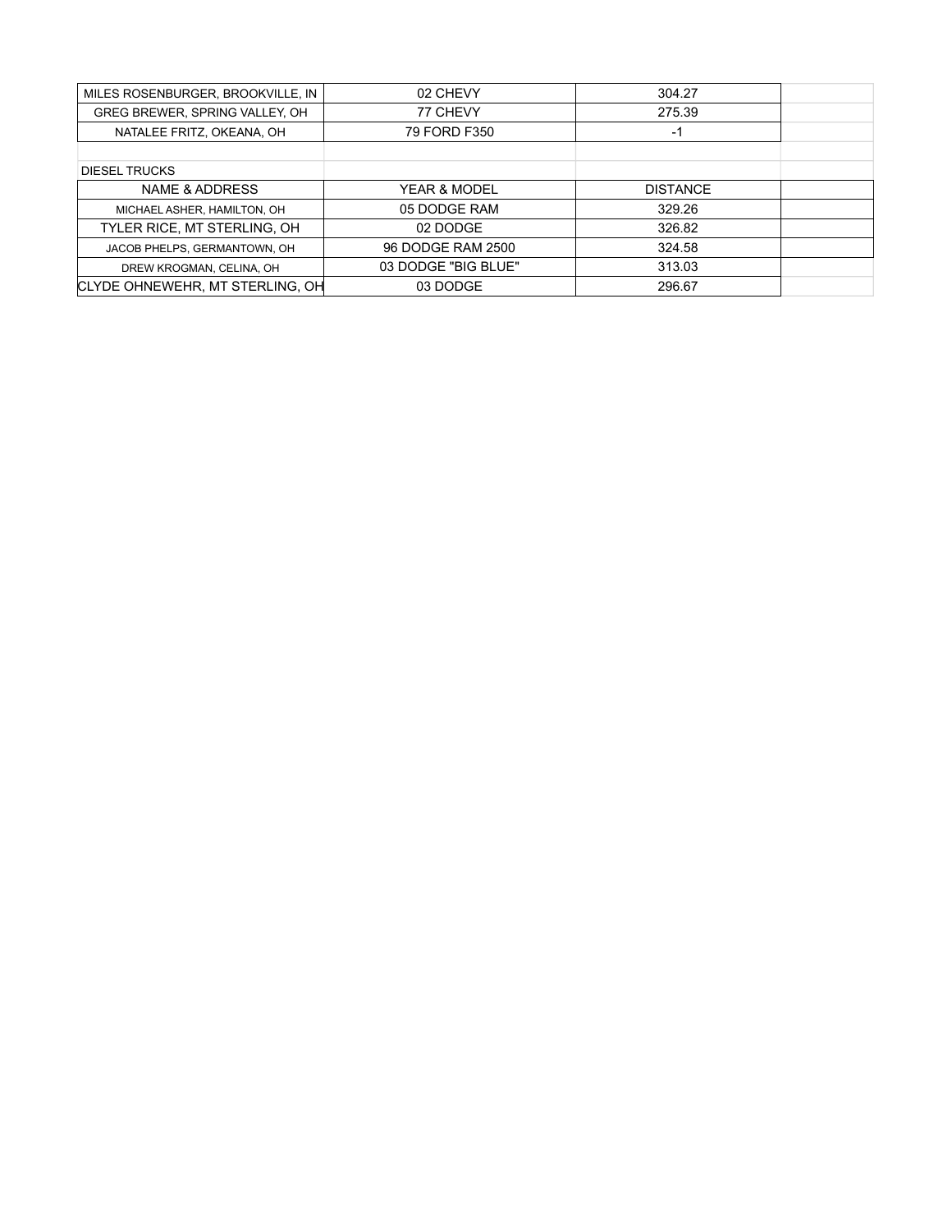| | | | |
|---|---|---|---|
| MILES ROSENBURGER, BROOKVILLE, IN | 02 CHEVY | 304.27 | |
| GREG BREWER, SPRING VALLEY, OH | 77 CHEVY | 275.39 | |
| NATALEE FRITZ, OKEANA, OH | 79 FORD F350 | -1 | |

DIESEL TRUCKS

| NAME & ADDRESS | YEAR & MODEL | DISTANCE | |
|---|---|---|---|
| MICHAEL ASHER, HAMILTON, OH | 05 DODGE RAM | 329.26 | |
| TYLER RICE, MT STERLING, OH | 02 DODGE | 326.82 | |
| JACOB PHELPS, GERMANTOWN, OH | 96 DODGE RAM 2500 | 324.58 | |
| DREW KROGMAN, CELINA, OH | 03 DODGE "BIG BLUE" | 313.03 | |
| CLYDE OHNEWEHR, MT STERLING, OH | 03 DODGE | 296.67 | |